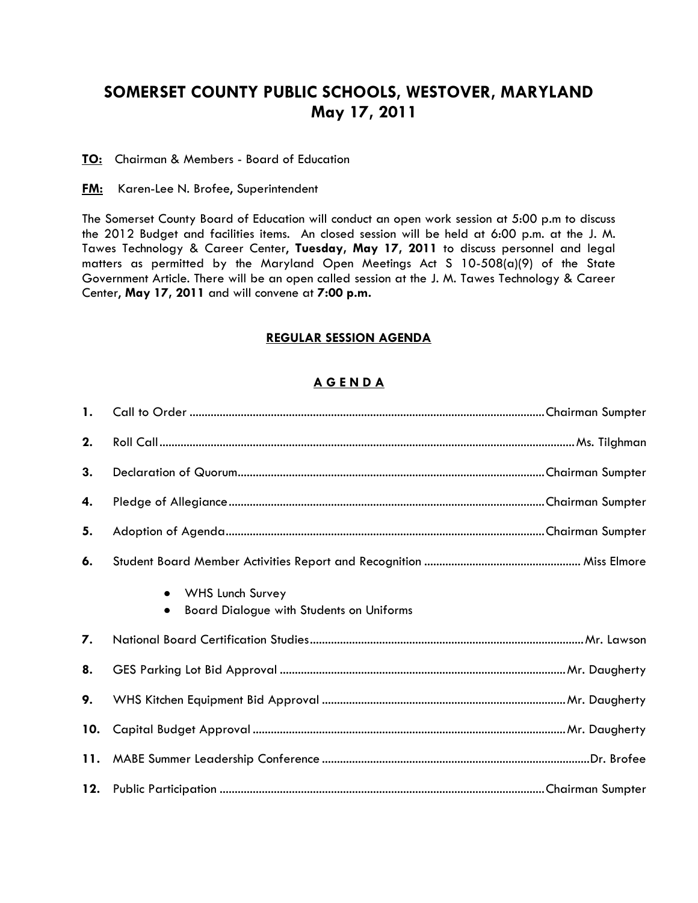# SOMERSET COUNTY PUBLIC SCHOOLS, WESTOVER, MARYLAND
## May 17, 2011

**TO:** Chairman & Members - Board of Education

**FM:** Karen-Lee N. Brofee, Superintendent

The Somerset County Board of Education will conduct an open work session at 5:00 p.m to discuss the 2012 Budget and facilities items. An closed session will be held at 6:00 p.m. at the J. M. Tawes Technology & Career Center, **Tuesday, May 17, 2011** to discuss personnel and legal matters as permitted by the Maryland Open Meetings Act S 10-508(a)(9) of the State Government Article. There will be an open called session at the J. M. Tawes Technology & Career Center, **May 17, 2011** and will convene at **7:00 p.m.**

### REGULAR SESSION AGENDA

### A G E N D A

1. Call to Order .......... Chairman Sumpter
2. Roll Call .......... Ms. Tilghman
3. Declaration of Quorum .......... Chairman Sumpter
4. Pledge of Allegiance .......... Chairman Sumpter
5. Adoption of Agenda .......... Chairman Sumpter
6. Student Board Member Activities Report and Recognition .......... Miss Elmore
   - WHS Lunch Survey
   - Board Dialogue with Students on Uniforms
7. National Board Certification Studies .......... Mr. Lawson
8. GES Parking Lot Bid Approval .......... Mr. Daugherty
9. WHS Kitchen Equipment Bid Approval .......... Mr. Daugherty
10. Capital Budget Approval .......... Mr. Daugherty
11. MABE Summer Leadership Conference .......... Dr. Brofee
12. Public Participation .......... Chairman Sumpter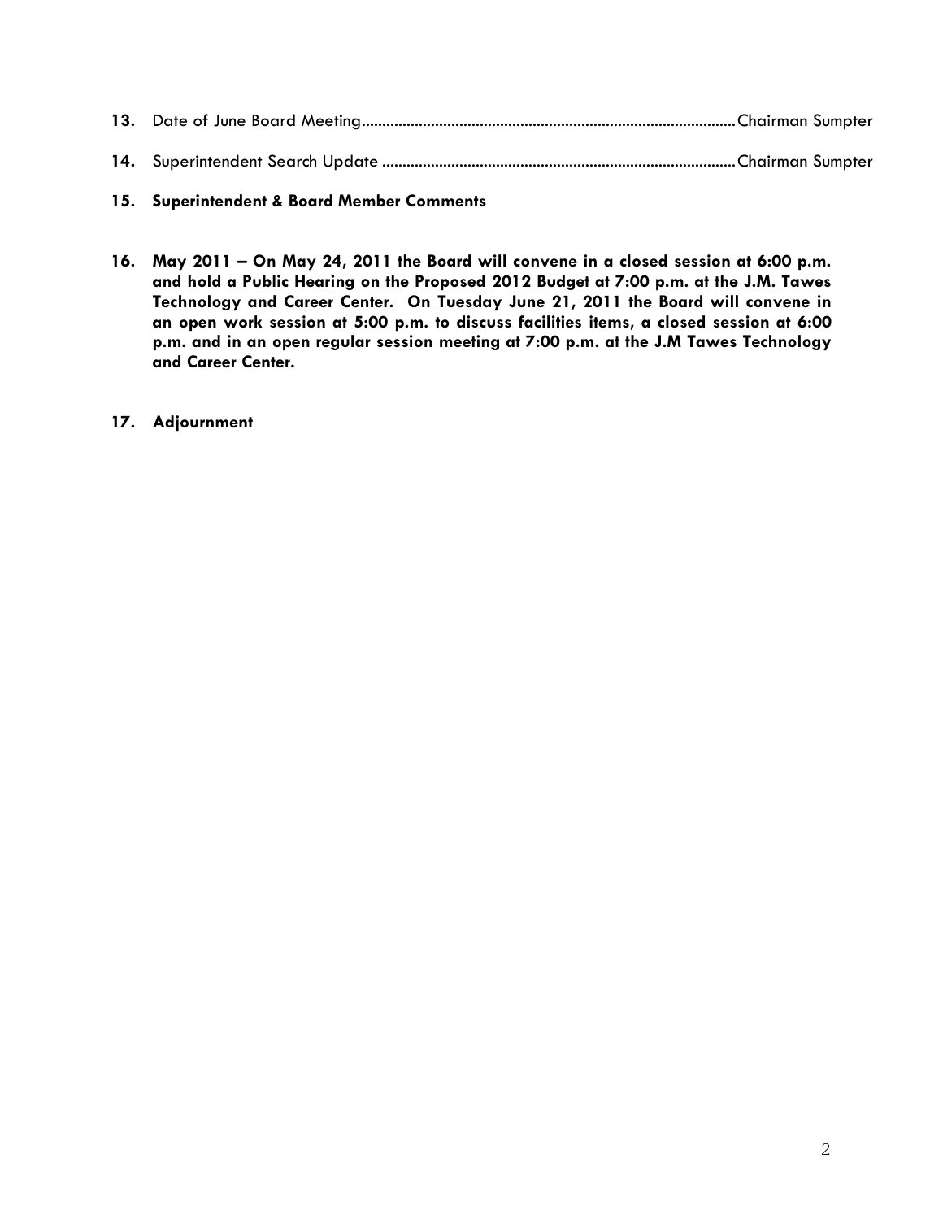**13.** Date of June Board Meeting........................................................................................Chairman Sumpter

**14.** Superintendent Search Update ...................................................................................Chairman Sumpter

**15. Superintendent & Board Member Comments**

**16. May 2011 – On May 24, 2011 the Board will convene in a closed session at 6:00 p.m. and hold a Public Hearing on the Proposed 2012 Budget at 7:00 p.m. at the J.M. Tawes Technology and Career Center. On Tuesday June 21, 2011 the Board will convene in an open work session at 5:00 p.m. to discuss facilities items, a closed session at 6:00 p.m. and in an open regular session meeting at 7:00 p.m. at the J.M Tawes Technology and Career Center.**

**17. Adjournment**